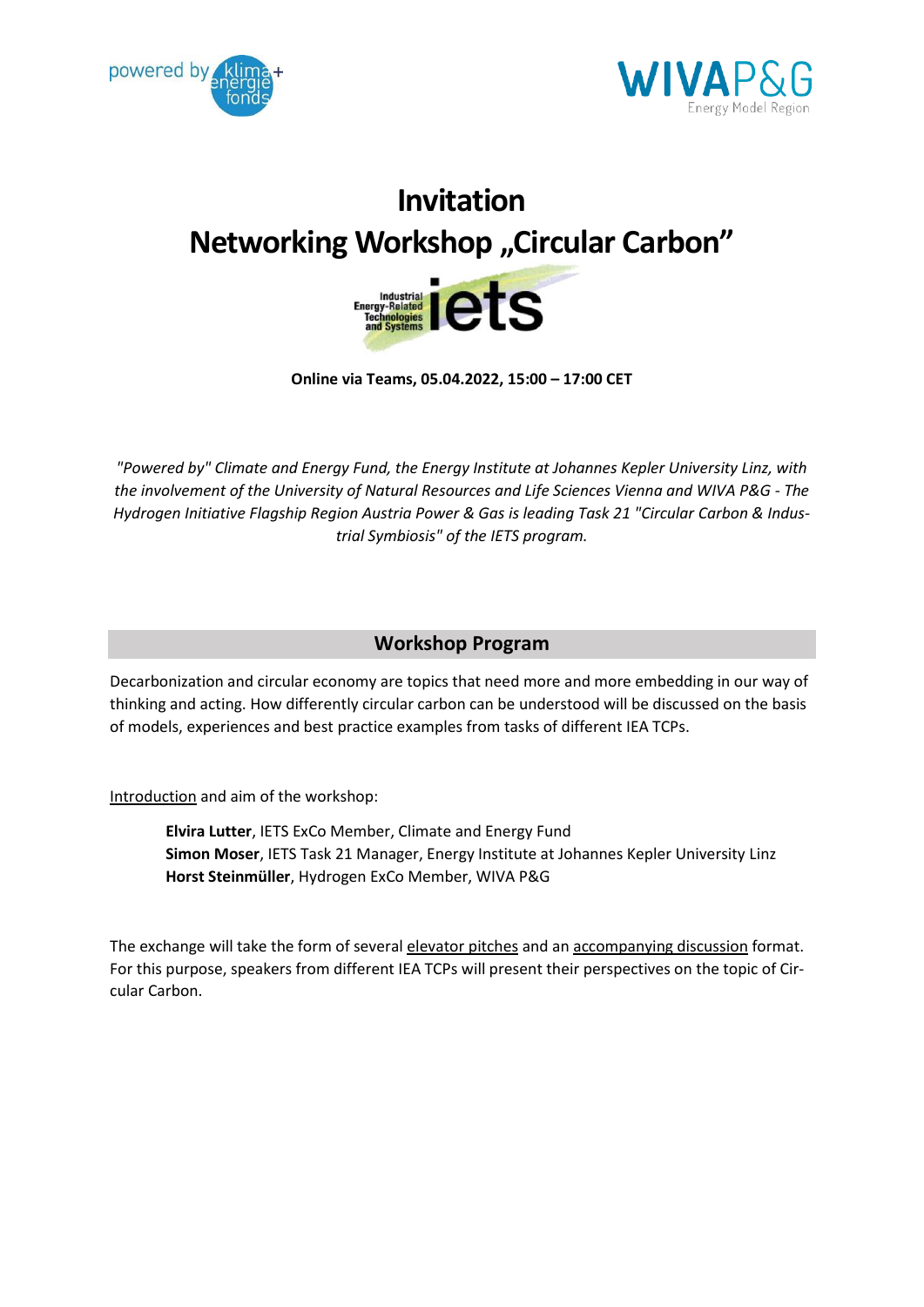# Invitation
# Networking Workshop „Circular Carbon"

**Online via Teams, 05.04.2022, 15:00 – 17:00 CET**

*"Powered by" Climate and Energy Fund, the Energy Institute at Johannes Kepler University Linz, with the involvement of the University of Natural Resources and Life Sciences Vienna and WIVA P&G - The Hydrogen Initiative Flagship Region Austria Power & Gas is leading Task 21 "Circular Carbon & Industrial Symbiosis" of the IETS program.*

## Workshop Program

Decarbonization and circular economy are topics that need more and more embedding in our way of thinking and acting. How differently circular carbon can be understood will be discussed on the basis of models, experiences and best practice examples from tasks of different IEA TCPs.

Introduction and aim of the workshop:

> **Elvira Lutter**, IETS ExCo Member, Climate and Energy Fund
> **Simon Moser**, IETS Task 21 Manager, Energy Institute at Johannes Kepler University Linz
> **Horst Steinmüller**, Hydrogen ExCo Member, WIVA P&G

The exchange will take the form of several elevator pitches and an accompanying discussion format. For this purpose, speakers from different IEA TCPs will present their perspectives on the topic of Circular Carbon.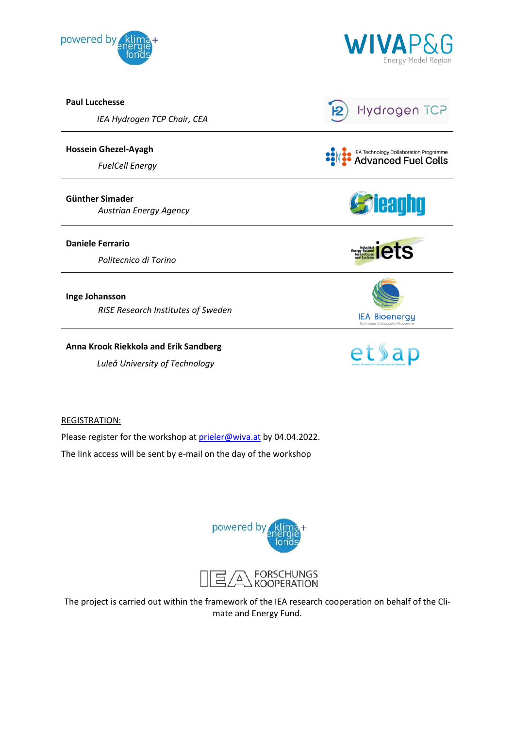**Paul Lucchesse**

*IEA Hydrogen TCP Chair, CEA*

---

**Hossein Ghezel-Ayagh**

*FuelCell Energy*

---

**Günther Simader**

*Austrian Energy Agency*

---

**Daniele Ferrario**

*Politecnico di Torino*

---

**Inge Johansson**

*RISE Research Institutes of Sweden*

---

**Anna Krook Riekkola and Erik Sandberg**

*Luleå University of Technology*

REGISTRATION:

Please register for the workshop at prieler@wiva.at by 04.04.2022.

The link access will be sent by e-mail on the day of the workshop

The project is carried out within the framework of the IEA research cooperation on behalf of the Climate and Energy Fund.